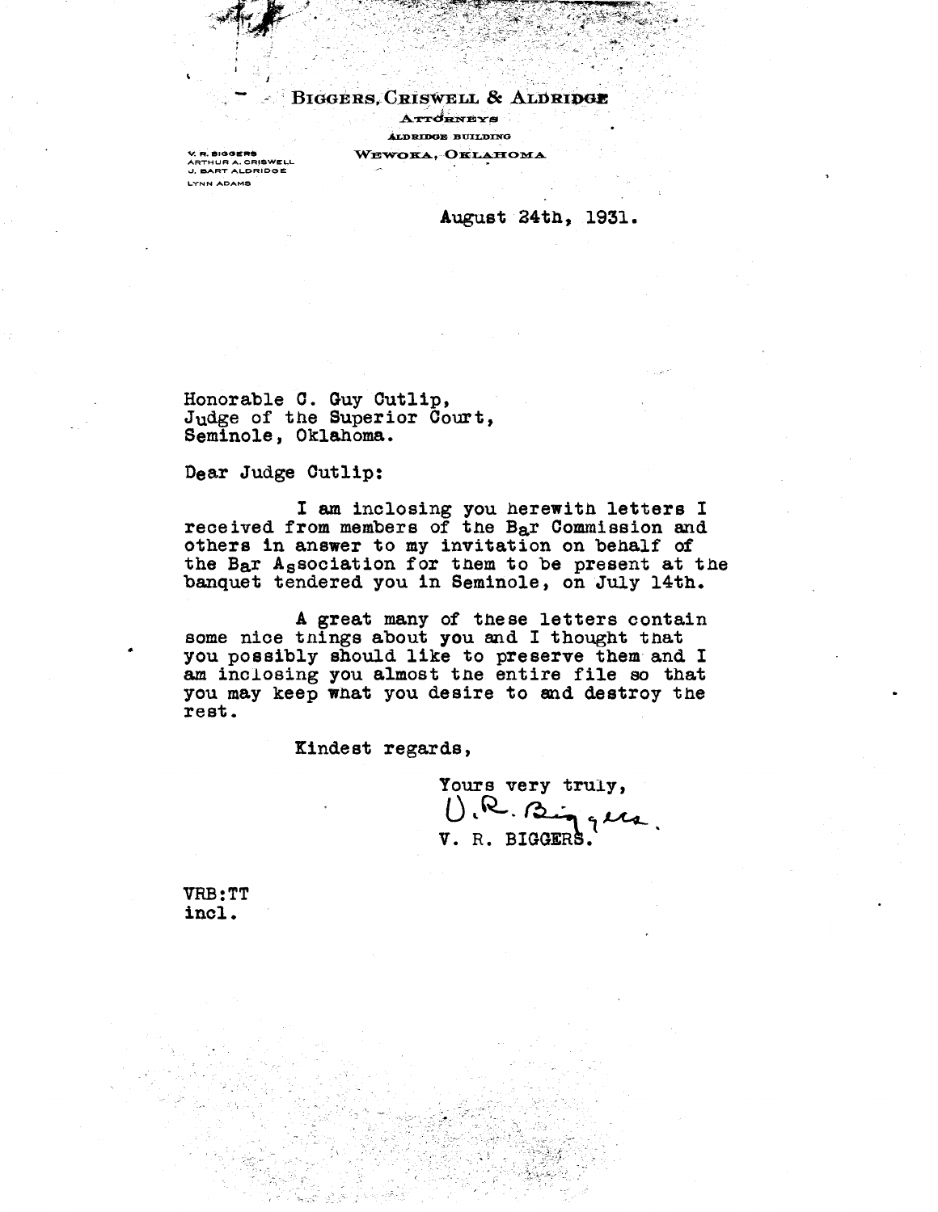**BIGGERS, CRISWELL & ALDRIDGE**
ATTORNEYS
ALDRIDGE BUILDING
WEWOKA, OKLAHOMA

V. R. BIGGERS
ARTHUR A. CRISWELL
J. BART ALDRIDGE
LYNN ADAMS

August 24th, 1931.

Honorable C. Guy Cutlip,
Judge of the Superior Court,
Seminole, Oklahoma.

Dear Judge Cutlip:

I am inclosing you herewith letters I received from members of the Bar Commission and others in answer to my invitation on behalf of the Bar Association for them to be present at the banquet tendered you in Seminole, on July 14th.

A great many of these letters contain some nice things about you and I thought that you possibly should like to preserve them and I am inclosing you almost the entire file so that you may keep what you desire to and destroy the rest.

Kindest regards,

Yours very truly,
V. R. Biggers
V. R. BIGGERS.

VRB:TT
incl.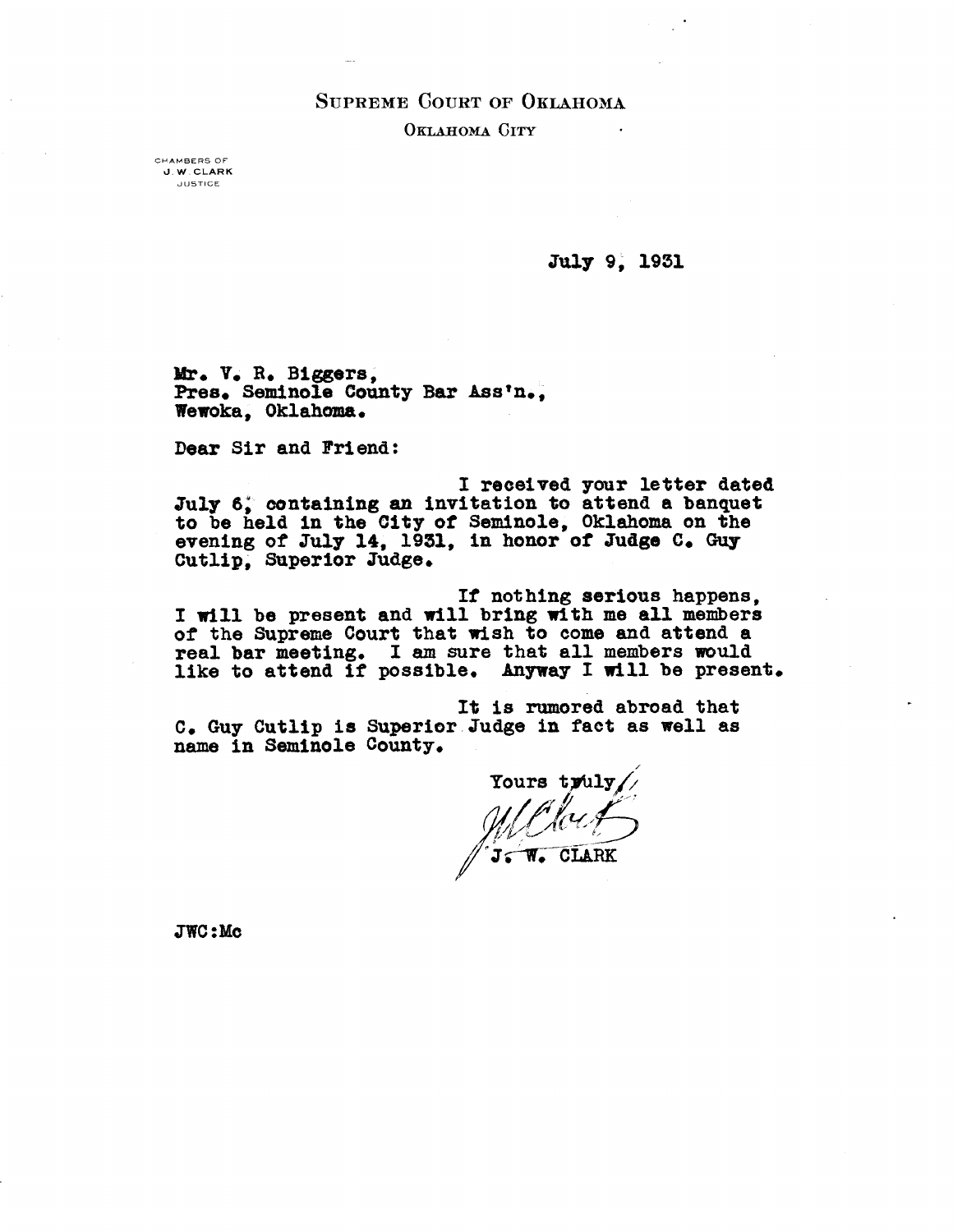SUPREME COURT OF OKLAHOMA

OKLAHOMA CITY

CHAMBERS OF
J. W. CLARK
JUSTICE

July 9, 1931

Mr. V. R. Biggers,
Pres. Seminole County Bar Ass'n.,
Wewoka, Oklahoma.

Dear Sir and Friend:

I received your letter dated July 6, containing an invitation to attend a banquet to be held in the City of Seminole, Oklahoma on the evening of July 14, 1931, in honor of Judge C. Guy Cutlip, Superior Judge.

If nothing serious happens, I will be present and will bring with me all members of the Supreme Court that wish to come and attend a real bar meeting. I am sure that all members would like to attend if possible. Anyway I will be present.

It is rumored abroad that C. Guy Cutlip is Superior Judge in fact as well as name in Seminole County.

Yours truly,

J. W. CLARK

JWC:Mc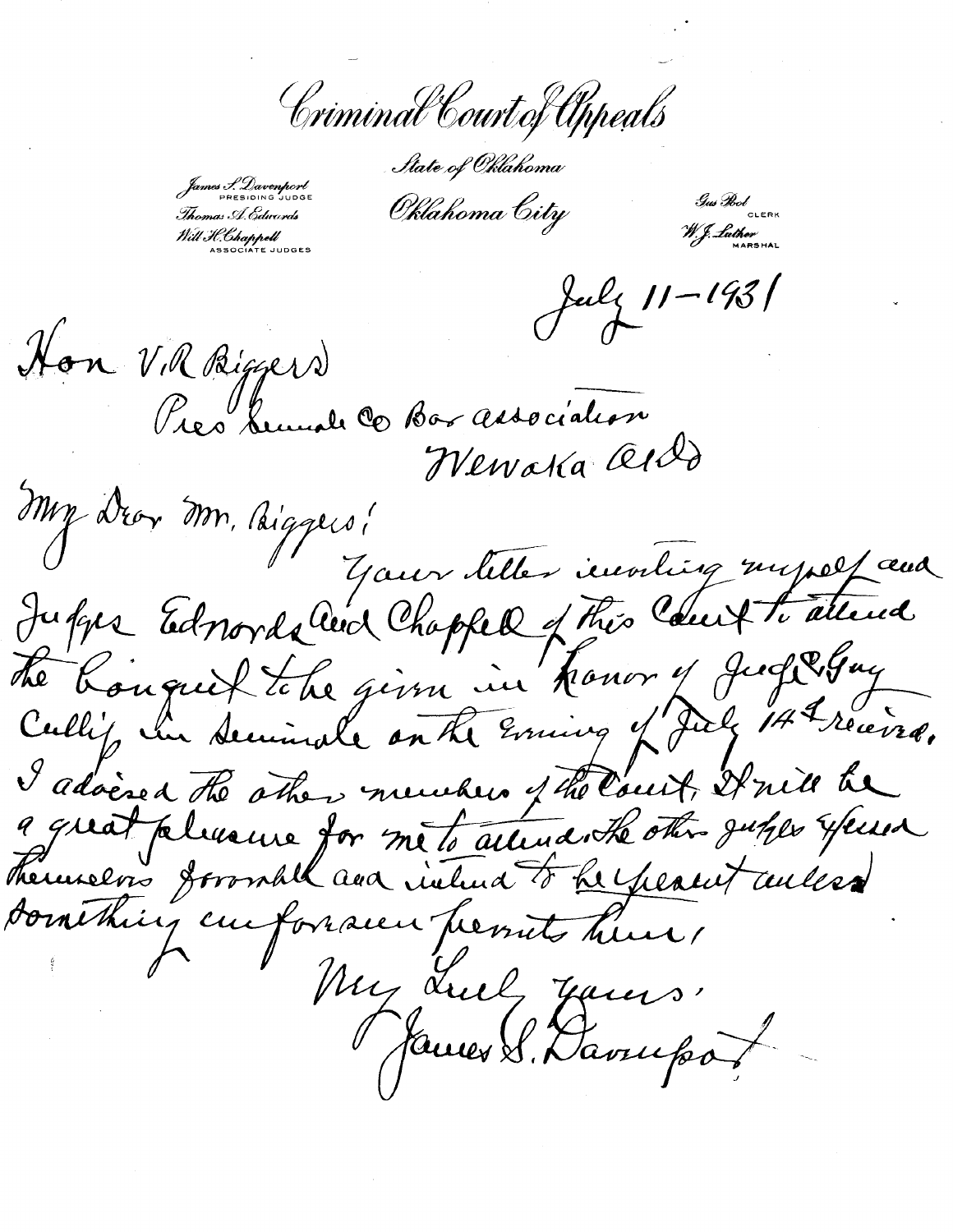# Criminal Court of Appeals

State of Oklahoma

Oklahoma City

James S. Davenport
PRESIDING JUDGE
Thomas A. Edwards
Will H. Chappell
ASSOCIATE JUDGES

Gus Pool
CLERK
W. J. Luther
MARSHAL

July 11-1931

Hon V. R. Biggers
Pres Seminole Co Bar association
Wewoka Okla

My Dear Mr. Biggers:

Your letter inviting myself and Judges Edwards and Chappell of this Court to attend the banquet to be given in honor of Judge Guy Cully in Seminole on the evening of July 14th received. I advised the other members of the Court. It will be a great pleasure for me to attend. The other judges expressed themselves favorably and intend to be present unless something unforseen prevents them.

Very truly yours.
James S. Davenport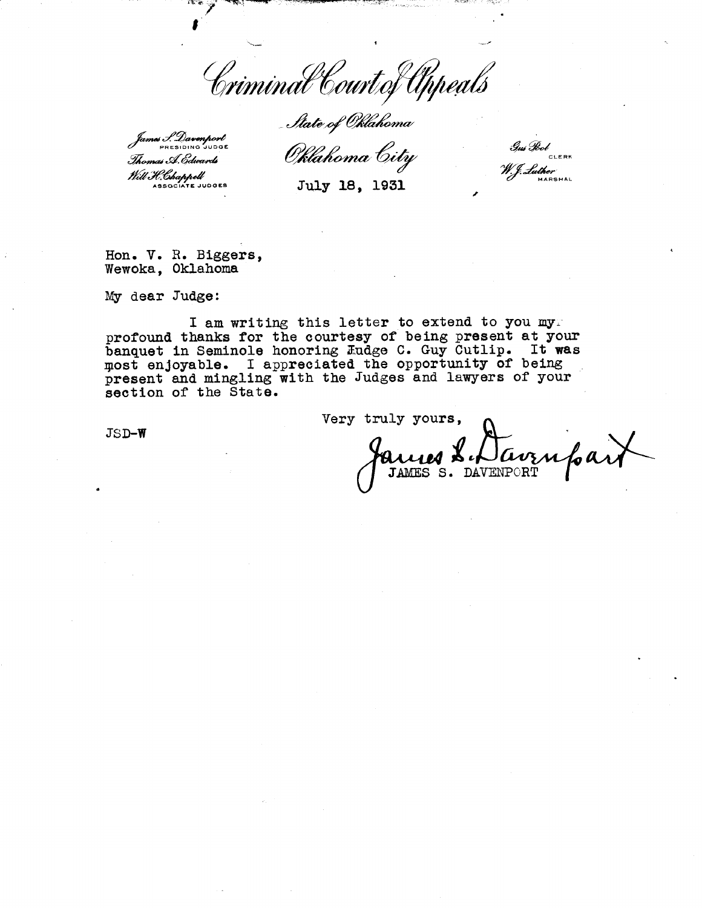# Criminal Court of Appeals

State of Oklahoma

Oklahoma City

James S. Davenport
PRESIDING JUDGE
Thomas A. Edwards
Will H. Chappell
ASSOCIATE JUDGES

Gus Pool
CLERK
W. J. Luther
MARSHAL

July 18, 1931

Hon. V. R. Biggers,
Wewoka, Oklahoma

My dear Judge:

I am writing this letter to extend to you my profound thanks for the courtesy of being present at your banquet in Seminole honoring Judge C. Guy Cutlip. It was most enjoyable. I appreciated the opportunity of being present and mingling with the Judges and lawyers of your section of the State.

Very truly yours,

James S. Davenport
JAMES S. DAVENPORT

JSD-W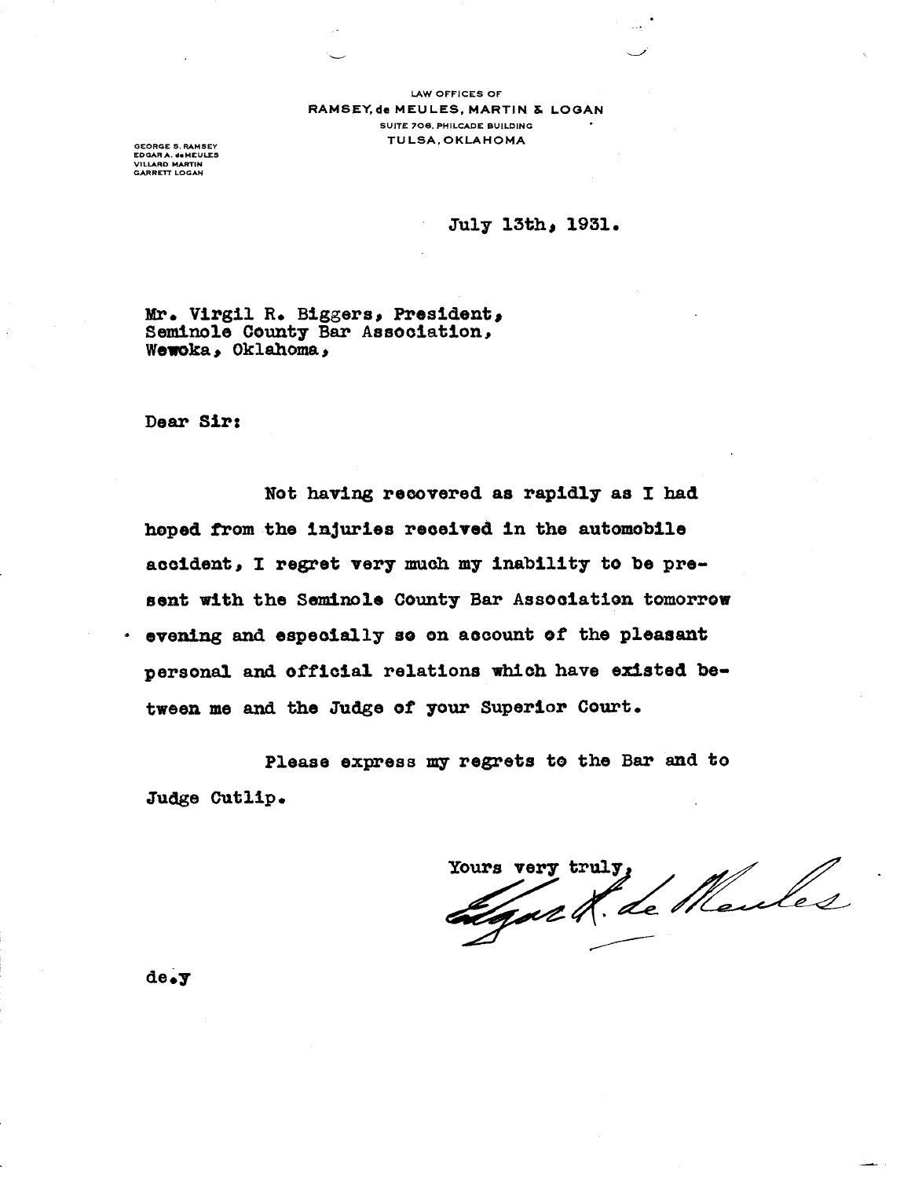LAW OFFICES OF
RAMSEY, de MEULES, MARTIN & LOGAN
SUITE 706, PHILCADE BUILDING
TULSA, OKLAHOMA

GEORGE S. RAMSEY
EDGAR A. deMEULES
VILLARD MARTIN
GARRETT LOGAN

July 13th, 1931.

Mr. Virgil R. Biggers, President,
Seminole County Bar Association,
Wewoka, Oklahoma,

Dear Sir:

Not having recovered as rapidly as I had hoped from the injuries received in the automobile accident, I regret very much my inability to be present with the Seminole County Bar Association tomorrow evening and especially so on account of the pleasant personal and official relations which have existed between me and the Judge of your Superior Court.

Please express my regrets to the Bar and to Judge Cutlip.

Yours very truly,

Edgar A. de Meules

de.y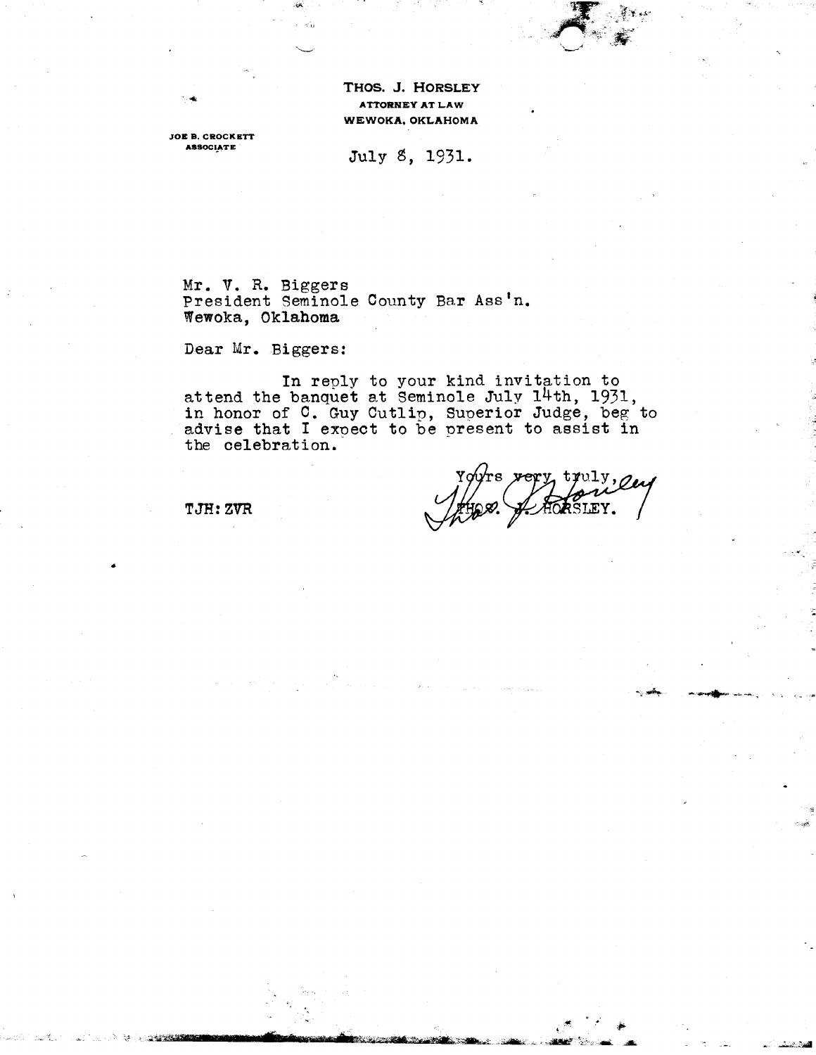**THOS. J. HORSLEY**
**ATTORNEY AT LAW**
**WEWOKA, OKLAHOMA**

JOE B. CROCKETT
ASSOCIATE

July 8, 1931.

Mr. V. R. Biggers
President Seminole County Bar Ass'n.
Wewoka, Oklahoma

Dear Mr. Biggers:

In reply to your kind invitation to attend the banquet at Seminole July 14th, 1931, in honor of C. Guy Cutlip, Superior Judge, beg to advise that I expect to be present to assist in the celebration.

Yours very truly,
Thos. J. Horsley
THOS. J. HORSLEY.

TJH:ZVR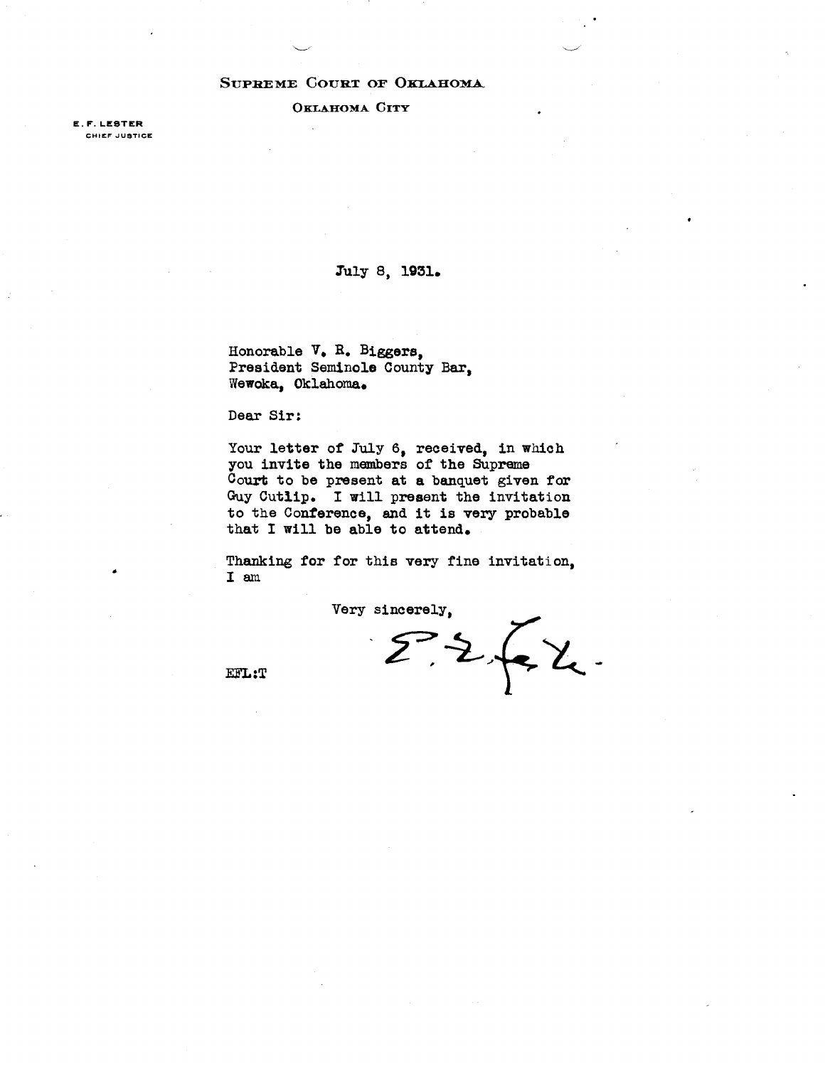SUPREME COURT OF OKLAHOMA

OKLAHOMA CITY

E. F. LESTER
CHIEF JUSTICE

July 8, 1931.

Honorable V. R. Biggers,
President Seminole County Bar,
Wewoka, Oklahoma.

Dear Sir:

Your letter of July 6, received, in which you invite the members of the Supreme Court to be present at a banquet given for Guy Cutlip. I will present the invitation to the Conference, and it is very probable that I will be able to attend.

Thanking for for this very fine invitation, I am

Very sincerely,

E. F. Lester

EFL:T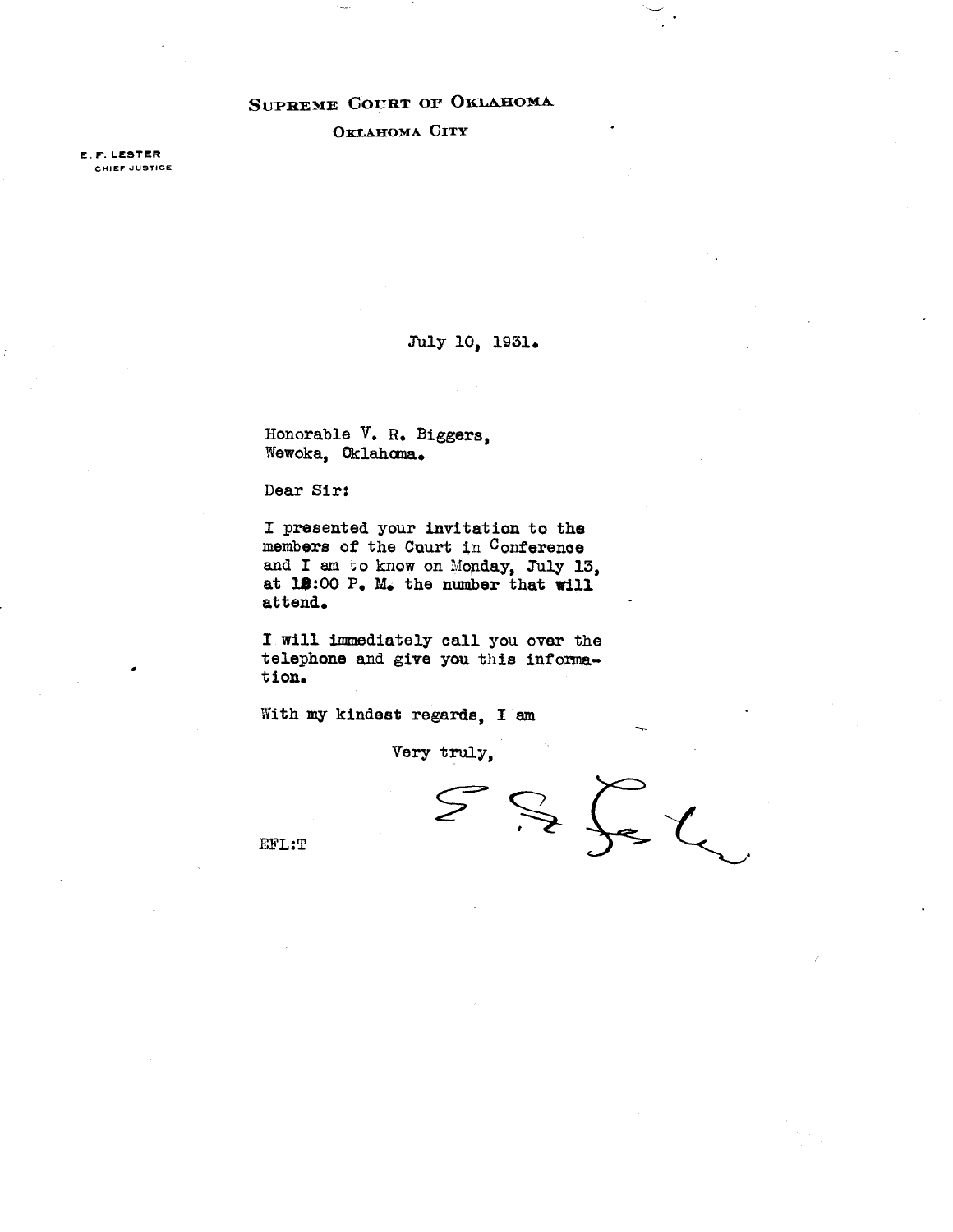SUPREME COURT OF OKLAHOMA

OKLAHOMA CITY

E. F. LESTER
CHIEF JUSTICE

July 10, 1931.

Honorable V. R. Biggers,
Wewoka, Oklahoma.

Dear Sir:

I presented your invitation to the members of the Court in Conference and I am to know on Monday, July 13, at 12:00 P. M. the number that will attend.

I will immediately call you over the telephone and give you this information.

With my kindest regards, I am

Very truly,

E. F. Lester

EFL:T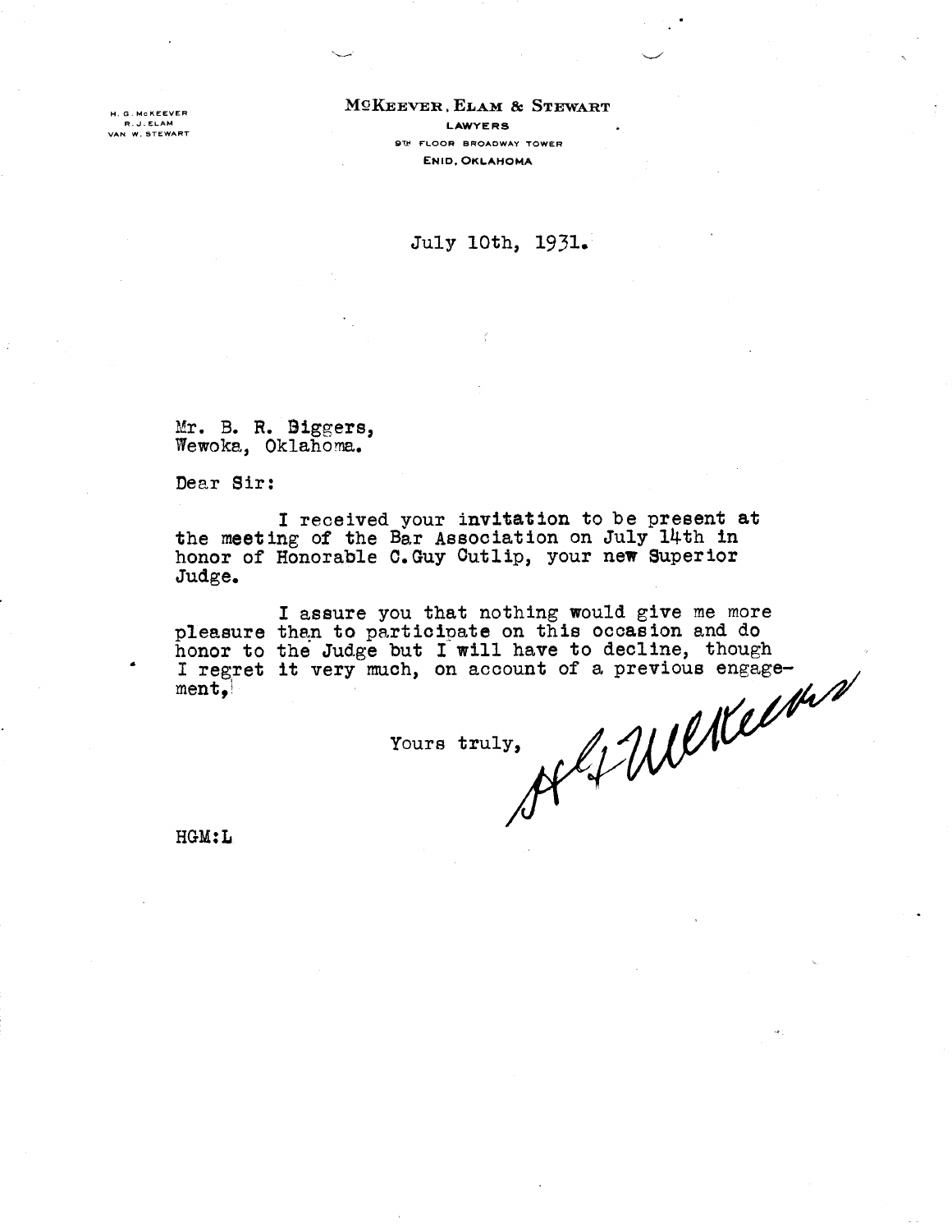H. G. McKEEVER
R. J. ELAM
VAN W. STEWART

**McKEEVER, ELAM & STEWART**
LAWYERS
9TH FLOOR BROADWAY TOWER
ENID, OKLAHOMA

July 10th, 1931.

Mr. B. R. Biggers,
Wewoka, Oklahoma.

Dear Sir:

I received your invitation to be present at the meeting of the Bar Association on July 14th in honor of Honorable C. Guy Cutlip, your new Superior Judge.

I assure you that nothing would give me more pleasure than to participate on this occasion and do honor to the Judge but I will have to decline, though I regret it very much, on account of a previous engagement,

Yours truly,

H G McKeever

HGM:L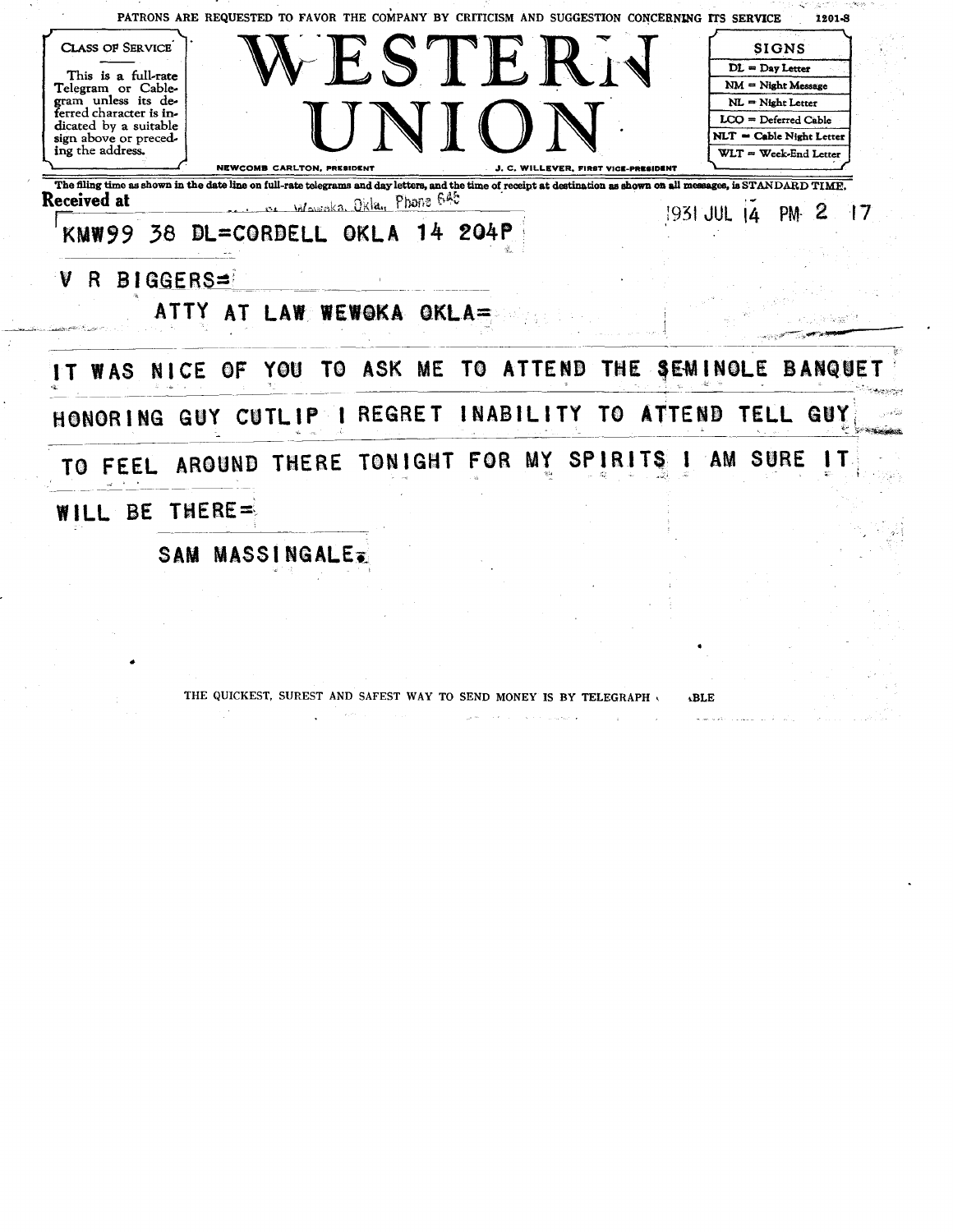PATRONS ARE REQUESTED TO FAVOR THE COMPANY BY CRITICISM AND SUGGESTION CONCERNING ITS SERVICE 1201-S

| CLASS OF SERVICE |
| --- |
| This is a full-rate Telegram or Cablegram unless its deferred character is indicated by a suitable sign above or preceding the address. |

# WESTERN UNION

NEWCOMB CARLTON, PRESIDENT J. C. WILLEVER, FIRST VICE-PRESIDENT

| SIGNS |
| --- |
| DL = Day Letter |
| NM = Night Message |
| NL = Night Letter |
| LCO = Deferred Cable |
| NLT = Cable Night Letter |
| WLT = Week-End Letter |

The filing time as shown in the date line on full-rate telegrams and day letters, and the time of receipt at destination as shown on all messages, is STANDARD TIME.

**Received at** Wewoka, Okla., Phone 645 1931 JUL 14 PM 2 17

KMW99 38 DL=CORDELL OKLA 14 204P

V R BIGGERS=

ATTY AT LAW WEWOKA OKLA=

IT WAS NICE OF YOU TO ASK ME TO ATTEND THE SEMINOLE BANQUET HONORING GUY CUTLIP I REGRET INABILITY TO ATTEND TELL GUY TO FEEL AROUND THERE TONIGHT FOR MY SPIRITS I AM SURE IT WILL BE THERE=

SAM MASSINGALE.

THE QUICKEST, SUREST AND SAFEST WAY TO SEND MONEY IS BY TELEGRAPH OR CABLE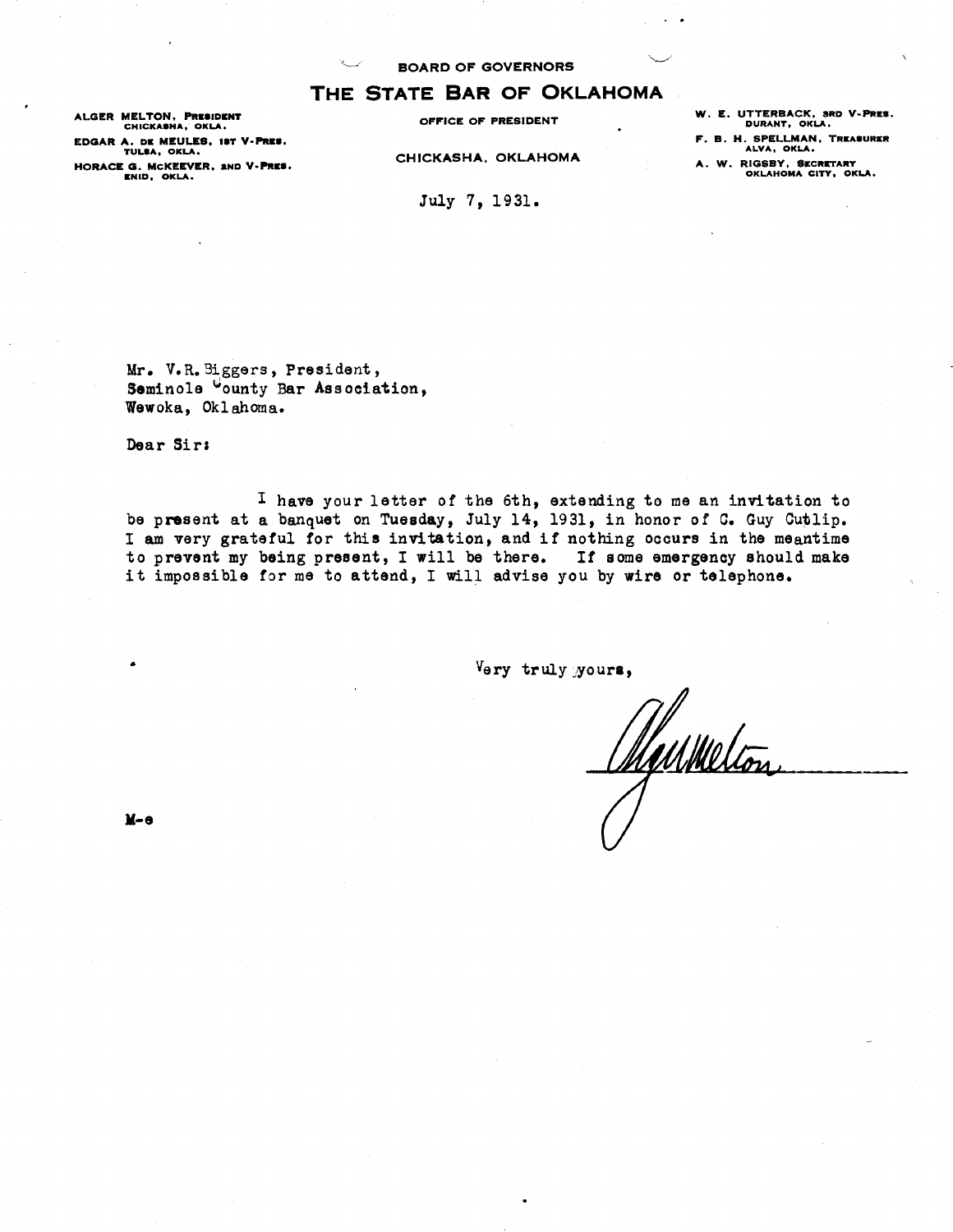BOARD OF GOVERNORS

# THE STATE BAR OF OKLAHOMA

ALGER MELTON, PRESIDENT
CHICKASHA, OKLA.

EDGAR A. DE MEULES, 1ST V-PRES.
TULSA, OKLA.

HORACE G. McKEEVER, 2ND V-PRES.
ENID, OKLA.

OFFICE OF PRESIDENT

CHICKASHA, OKLAHOMA

W. E. UTTERBACK, 3RD V-PRES.
DURANT, OKLA.

F. B. H. SPELLMAN, TREASURER
ALVA, OKLA.

A. W. RIGSBY, SECRETARY
OKLAHOMA CITY, OKLA.

July 7, 1931.

Mr. V.R. Biggers, President,
Seminole County Bar Association,
Wewoka, Oklahoma.

Dear Sir:

I have your letter of the 6th, extending to me an invitation to be present at a banquet on Tuesday, July 14, 1931, in honor of C. Guy Cutlip. I am very grateful for this invitation, and if nothing occurs in the meantime to prevent my being present, I will be there. If some emergency should make it impossible for me to attend, I will advise you by wire or telephone.

Very truly yours,

Alger Melton

M-e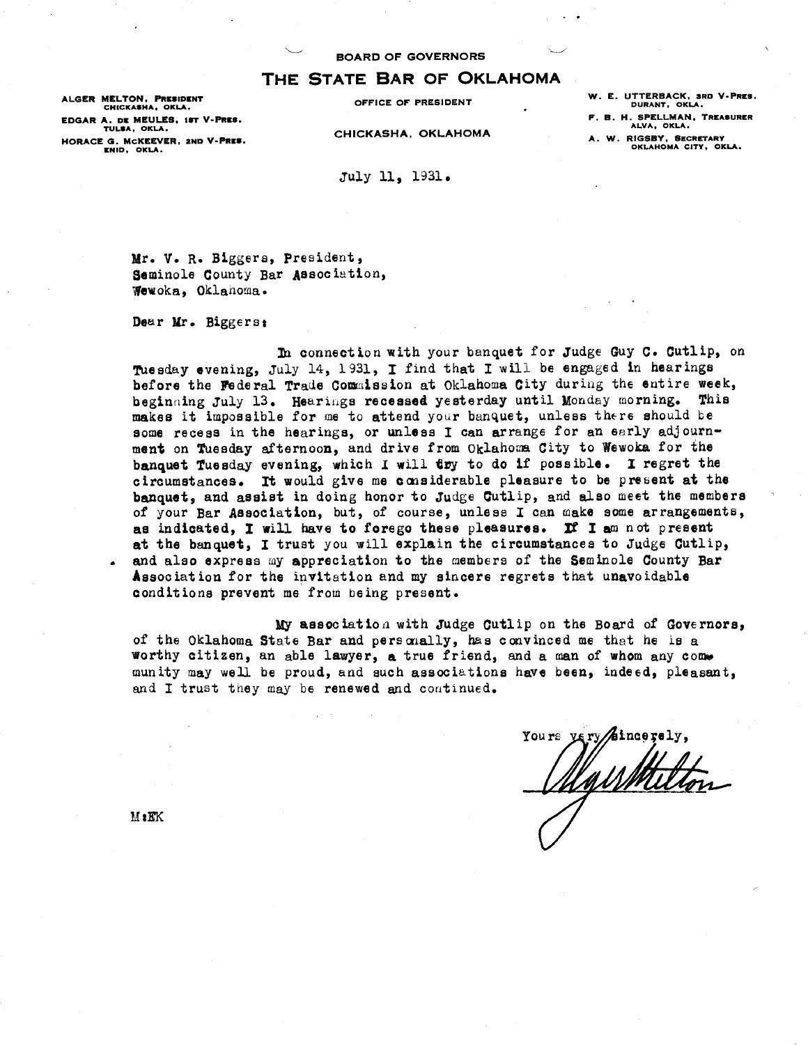BOARD OF GOVERNORS

# THE STATE BAR OF OKLAHOMA

ALGER MELTON, PRESIDENT
CHICKASHA, OKLA.

EDGAR A. DE MEULES, 1ST V-PRES.
TULSA, OKLA.

HORACE G. McKEEVER, 2ND V-PRES.
ENID, OKLA.

OFFICE OF PRESIDENT

CHICKASHA, OKLAHOMA

W. E. UTTERBACK, 3RD V-PRES.
DURANT, OKLA.

F. B. H. SPELLMAN, TREASURER
ALVA, OKLA.

A. W. RIGSBY, SECRETARY
OKLAHOMA CITY, OKLA.

July 11, 1931.

Mr. V. R. Biggers, President,
Seminole County Bar Association,
Wewoka, Oklahoma.

Dear Mr. Biggers:

In connection with your banquet for Judge Guy C. Cutlip, on Tuesday evening, July 14, 1931, I find that I will be engaged in hearings before the Federal Trade Commission at Oklahoma City during the entire week, beginning July 13. Hearings recessed yesterday until Monday morning. This makes it impossible for me to attend your banquet, unless there should be some recess in the hearings, or unless I can arrange for an early adjournment on Tuesday afternoon, and drive from Oklahoma City to Wewoka for the banquet Tuesday evening, which I will try to do if possible. I regret the circumstances. It would give me considerable pleasure to be present at the banquet, and assist in doing honor to Judge Cutlip, and also meet the members of your Bar Association, but, of course, unless I can make some arrangements, as indicated, I will have to forego these pleasures. If I am not present at the banquet, I trust you will explain the circumstances to Judge Cutlip, and also express my appreciation to the members of the Seminole County Bar Association for the invitation and my sincere regrets that unavoidable conditions prevent me from being present.

My association with Judge Cutlip on the Board of Governors, of the Oklahoma State Bar and personally, has convinced me that he is a worthy citizen, an able lawyer, a true friend, and a man of whom any community may well be proud, and such associations have been, indeed, pleasant, and I trust they may be renewed and continued.

Yours very sincerely,

Alger Melton

M:EK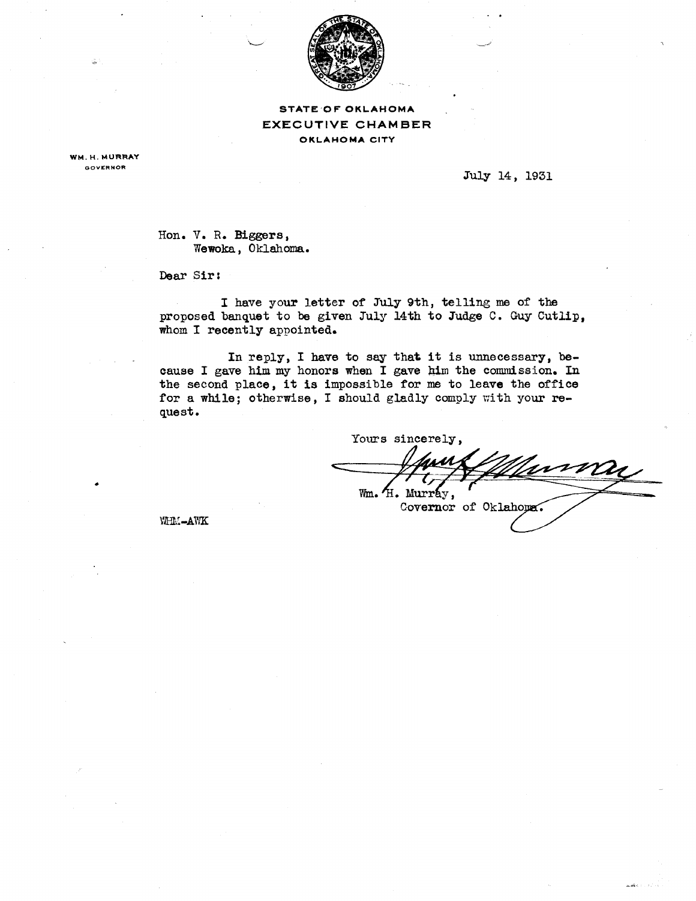**STATE OF OKLAHOMA**
**EXECUTIVE CHAMBER**
**OKLAHOMA CITY**

**WM. H. MURRAY**
GOVERNOR

July 14, 1931

Hon. V. R. Biggers,
Wewoka, Oklahoma.

Dear Sir:

I have your letter of July 9th, telling me of the proposed banquet to be given July 14th to Judge C. Guy Cutlip, whom I recently appointed.

In reply, I have to say that it is unnecessary, because I gave him my honors when I gave him the commission. In the second place, it is impossible for me to leave the office for a while; otherwise, I should gladly comply with your request.

Yours sincerely,

Wm. H. Murray,
Governor of Oklahoma.

WHM-AWK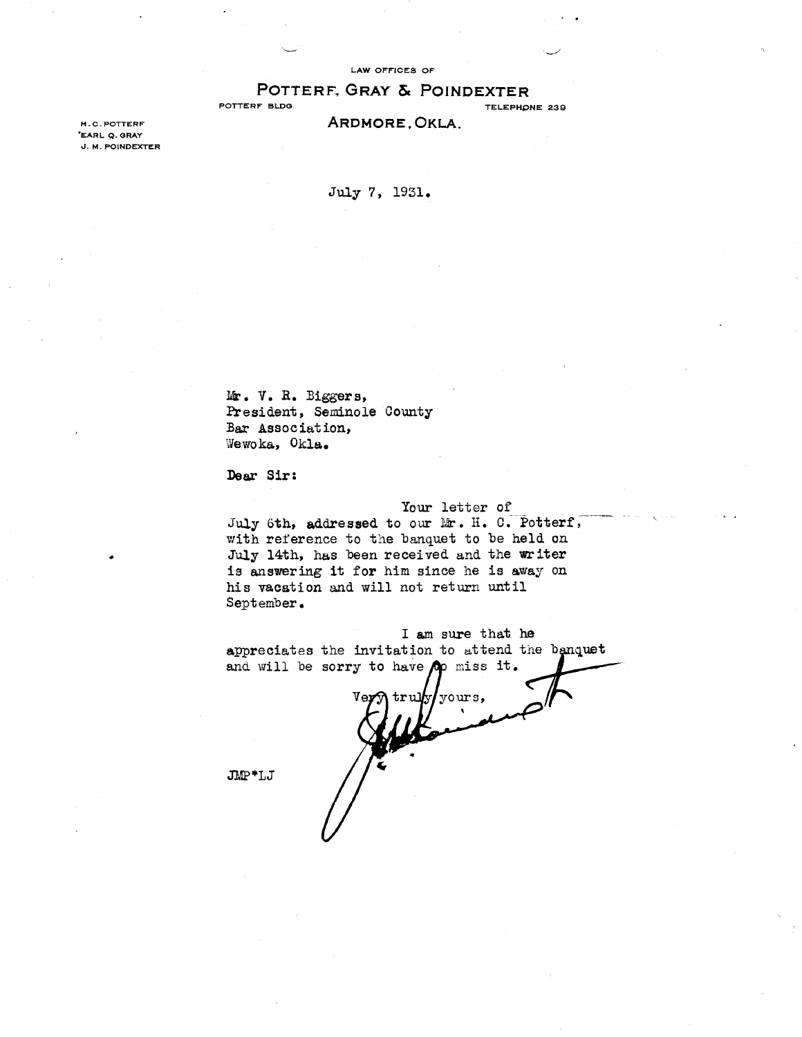LAW OFFICES OF

# POTTERF, GRAY & POINDEXTER

POTTERF BLDG. TELEPHONE 239

ARDMORE, OKLA.

H. C. POTTERF
EARL Q. GRAY
J. M. POINDEXTER

July 7, 1931.

Mr. V. R. Biggers,
President, Seminole County
Bar Association,
Wewoka, Okla.

Dear Sir:

Your letter of July 6th, addressed to our Mr. H. C. Potterf, with reference to the banquet to be held on July 14th, has been received and the writer is answering it for him since he is away on his vacation and will not return until September.

I am sure that he appreciates the invitation to attend the banquet and will be sorry to have to miss it.

Very truly yours,

JMP*LJ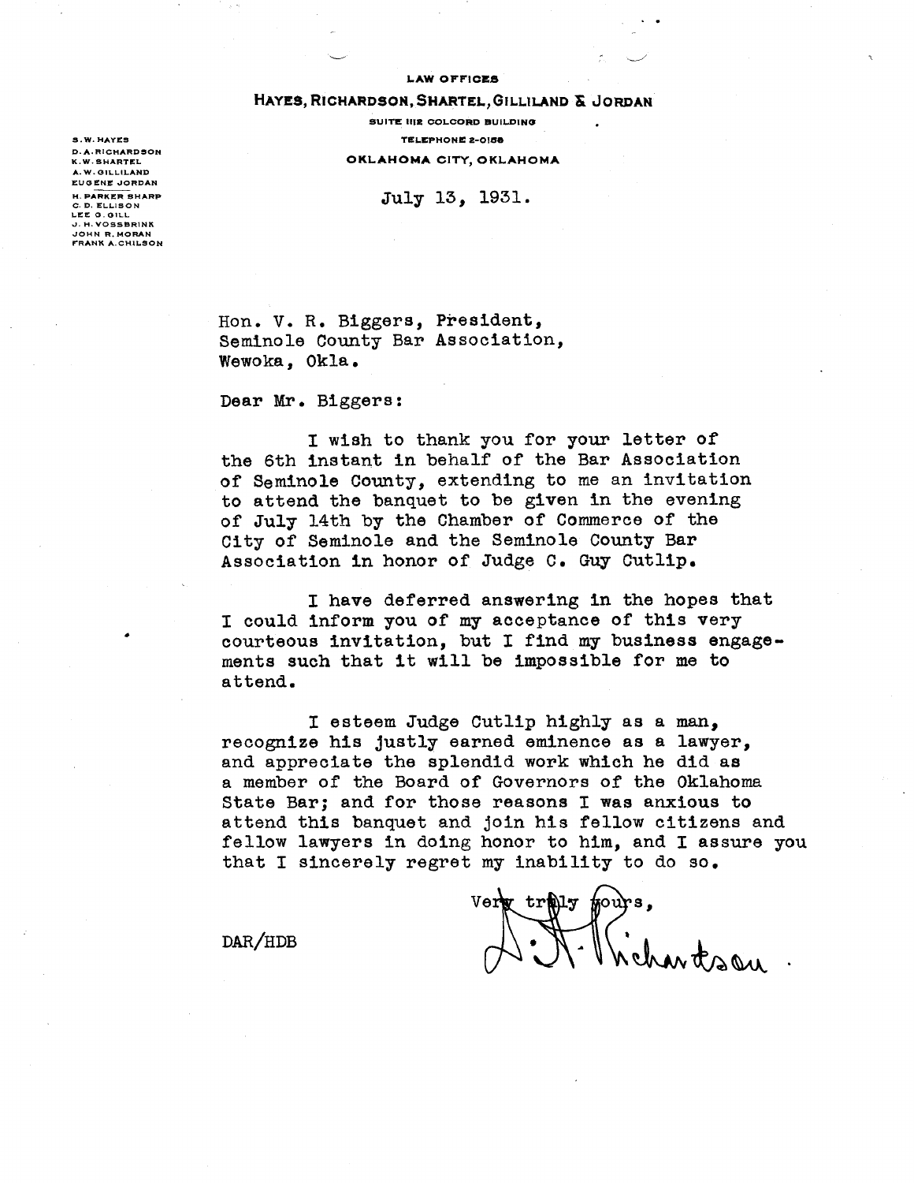LAW OFFICES

**HAYES, RICHARDSON, SHARTEL, GILLILAND & JORDAN**

SUITE 1112 COLCORD BUILDING

TELEPHONE 2-0158

OKLAHOMA CITY, OKLAHOMA

S. W. HAYES
D. A. RICHARDSON
K. W. SHARTEL
A. W. GILLILAND
EUGENE JORDAN
H. PARKER SHARP
C. D. ELLISON
LEE G. GILL
J. H. VOSSBRINK
JOHN R. MORAN
FRANK A. CHILSON

July 13, 1931.

Hon. V. R. Biggers, President,
Seminole County Bar Association,
Wewoka, Okla.

Dear Mr. Biggers:

I wish to thank you for your letter of the 6th instant in behalf of the Bar Association of Seminole County, extending to me an invitation to attend the banquet to be given in the evening of July 14th by the Chamber of Commerce of the City of Seminole and the Seminole County Bar Association in honor of Judge C. Guy Cutlip.

I have deferred answering in the hopes that I could inform you of my acceptance of this very courteous invitation, but I find my business engagements such that it will be impossible for me to attend.

I esteem Judge Cutlip highly as a man, recognize his justly earned eminence as a lawyer, and appreciate the splendid work which he did as a member of the Board of Governors of the Oklahoma State Bar; and for those reasons I was anxious to attend this banquet and join his fellow citizens and fellow lawyers in doing honor to him, and I assure you that I sincerely regret my inability to do so.

Very truly yours,

D. A. Richardson.

DAR/HDB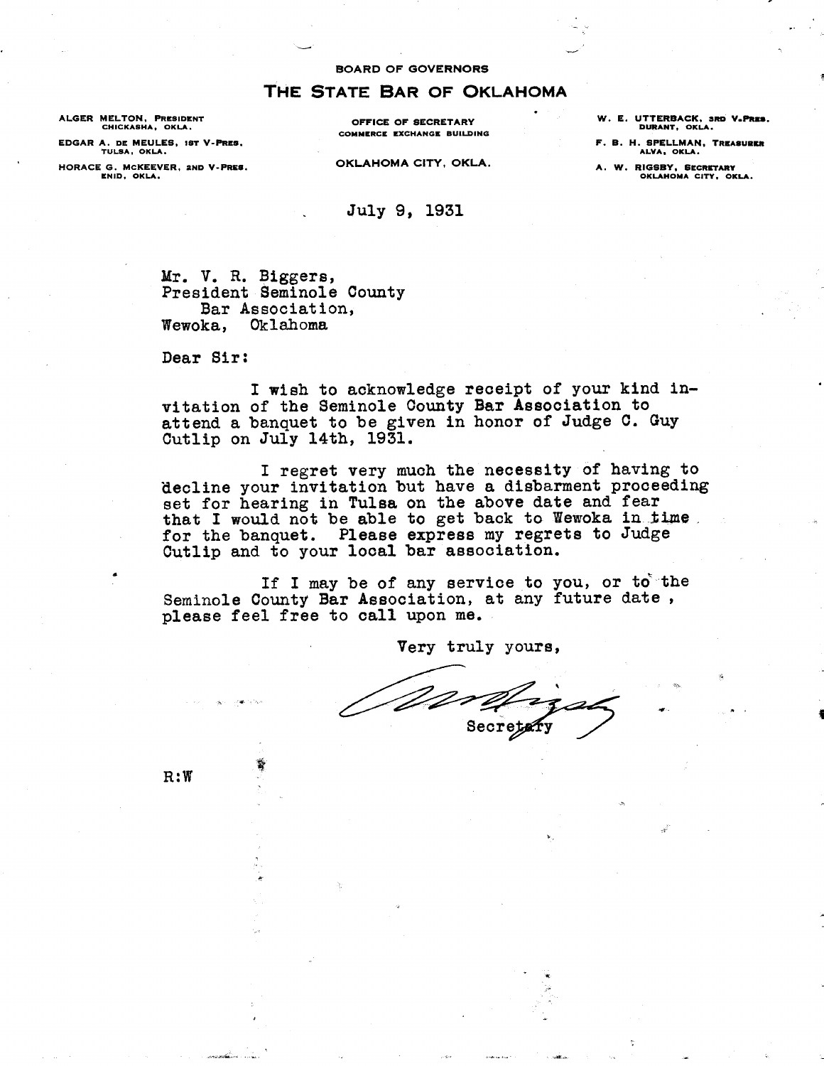BOARD OF GOVERNORS

# THE STATE BAR OF OKLAHOMA

ALGER MELTON, PRESIDENT
CHICKASHA, OKLA.

EDGAR A. DE MEULES, 1ST V-PRES.
TULSA, OKLA.

HORACE G. MCKEEVER, 2ND V-PRES.
ENID, OKLA.

OFFICE OF SECRETARY
COMMERCE EXCHANGE BUILDING

OKLAHOMA CITY, OKLA.

W. E. UTTERBACK, 3RD V-PRES.
DURANT, OKLA.

F. B. H. SPELLMAN, TREASURER
ALVA, OKLA.

A. W. RIGSBY, SECRETARY
OKLAHOMA CITY, OKLA.

July 9, 1931

Mr. V. R. Biggers,
President Seminole County
Bar Association,
Wewoka, Oklahoma

Dear Sir:

I wish to acknowledge receipt of your kind invitation of the Seminole County Bar Association to attend a banquet to be given in honor of Judge C. Guy Cutlip on July 14th, 1931.

I regret very much the necessity of having to decline your invitation but have a disbarment proceeding set for hearing in Tulsa on the above date and fear that I would not be able to get back to Wewoka in time for the banquet. Please express my regrets to Judge Cutlip and to your local bar association.

If I may be of any service to you, or to the Seminole County Bar Association, at any future date, please feel free to call upon me.

Very truly yours,

[signature]
Secretary

R:W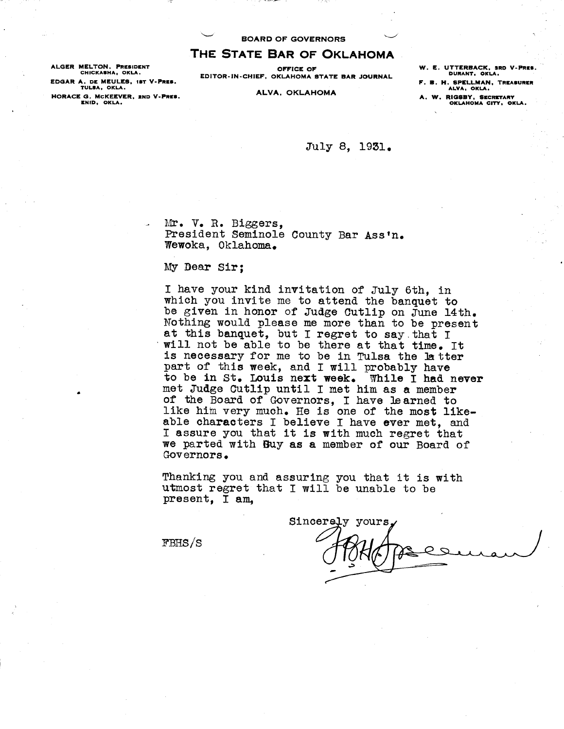**BOARD OF GOVERNORS**

# THE STATE BAR OF OKLAHOMA

ALGER MELTON, PRESIDENT
CHICKASHA, OKLA.

EDGAR A. DE MEULES, 1ST V-PRES.
TULSA, OKLA.

HORACE G. McKEEVER, 2ND V-PRES.
ENID, OKLA.

OFFICE OF
EDITOR-IN-CHIEF, OKLAHOMA STATE BAR JOURNAL

ALVA, OKLAHOMA

W. E. UTTERBACK, 3RD V-PRES.
DURANT, OKLA.

F. B. H. SPELLMAN, TREASURER
ALVA, OKLA.

A. W. RIGSBY, SECRETARY
OKLAHOMA CITY, OKLA.

July 8, 1931.

Mr. V. R. Biggers,
President Seminole County Bar Ass'n.
Wewoka, Oklahoma.

My Dear Sir;

I have your kind invitation of July 6th, in which you invite me to attend the banquet to be given in honor of Judge Cutlip on June 14th. Nothing would please me more than to be present at this banquet, but I regret to say that I will not be able to be there at that time. It is necessary for me to be in Tulsa the latter part of this week, and I will probably have to be in St. Louis next week. While I had never met Judge Cutlip until I met him as a member of the Board of Governors, I have learned to like him very much. He is one of the most likeable characters I believe I have ever met, and I assure you that it is with much regret that we parted with Guy as a member of our Board of Governors.

Thanking you and assuring you that it is with utmost regret that I will be unable to be present, I am,

Sincerely yours,

F B H Spellman

FBHS/S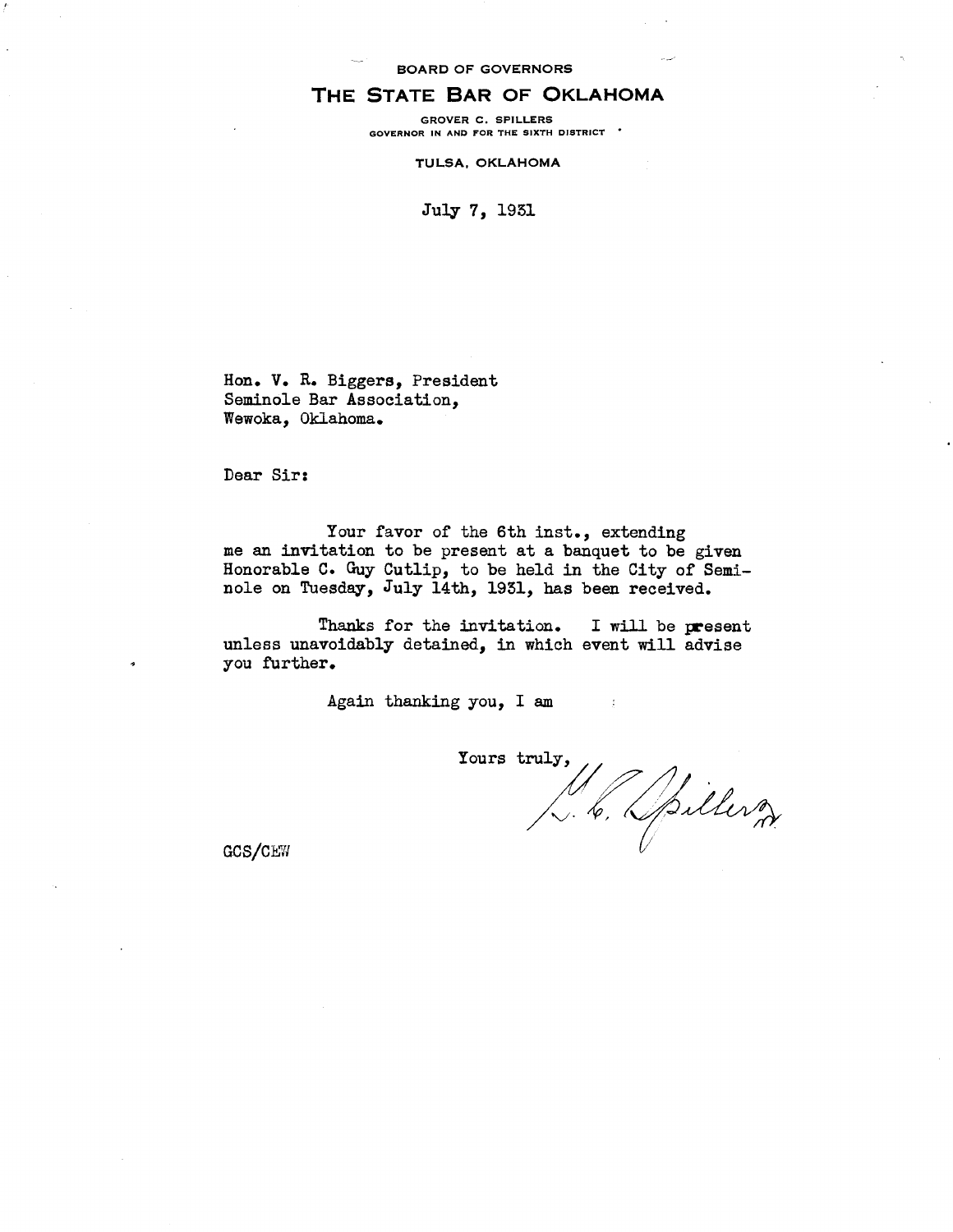BOARD OF GOVERNORS

# THE STATE BAR OF OKLAHOMA

GROVER C. SPILLERS
GOVERNOR IN AND FOR THE SIXTH DISTRICT

TULSA, OKLAHOMA

July 7, 1931

Hon. V. R. Biggers, President
Seminole Bar Association,
Wewoka, Oklahoma.

Dear Sir:

Your favor of the 6th inst., extending me an invitation to be present at a banquet to be given Honorable C. Guy Cutlip, to be held in the City of Seminole on Tuesday, July 14th, 1931, has been received.

Thanks for the invitation. I will be present unless unavoidably detained, in which event will advise you further.

Again thanking you, I am

Yours truly,

G. C. Spillers

GCS/CEW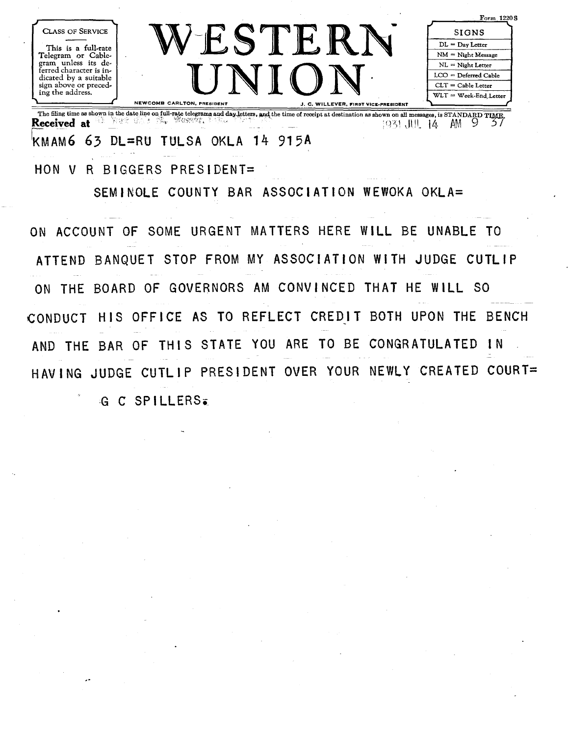Form 1220S

| CLASS OF SERVICE |
| --- |
| This is a full-rate Telegram or Cablegram unless its deferred character is indicated by a suitable sign above or preceding the address. |

# WESTERN UNION

NEWCOMB CARLTON, PRESIDENT — J. C. WILLEVER, FIRST VICE-PRESIDENT

| SIGNS |
| --- |
| DL = Day Letter |
| NM = Night Message |
| NL = Night Letter |
| LCO = Deferred Cable |
| CLT = Cable Letter |
| WLT = Week-End Letter |

The filing time as shown in the date line on full-rate telegrams and day letters, and the time of receipt at destination as shown on all messages, is STANDARD TIME.

**Received at** 1931 JUL 14 AM 9 37

KMAM6 63 DL=RU TULSA OKLA 14 915A

HON V R BIGGERS PRESIDENT=

SEMINOLE COUNTY BAR ASSOCIATION WEWOKA OKLA=

ON ACCOUNT OF SOME URGENT MATTERS HERE WILL BE UNABLE TO ATTEND BANQUET STOP FROM MY ASSOCIATION WITH JUDGE CUTLIP ON THE BOARD OF GOVERNORS AM CONVINCED THAT HE WILL SO CONDUCT HIS OFFICE AS TO REFLECT CREDIT BOTH UPON THE BENCH AND THE BAR OF THIS STATE YOU ARE TO BE CONGRATULATED IN HAVING JUDGE CUTLIP PRESIDENT OVER YOUR NEWLY CREATED COURT=

G C SPILLERS.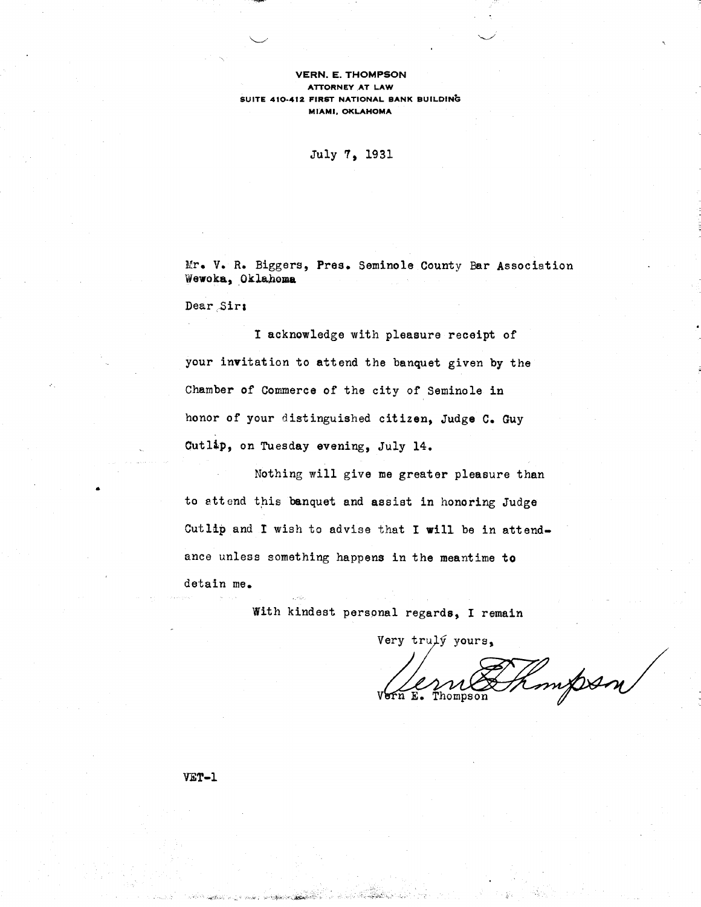**VERN. E. THOMPSON**
ATTORNEY AT LAW
SUITE 410-412 FIRST NATIONAL BANK BUILDING
MIAMI, OKLAHOMA

July 7, 1931

Mr. V. R. Biggers, Pres. Seminole County Bar Association
Wewoka, Oklahoma

Dear Sir:

I acknowledge with pleasure receipt of your invitation to attend the banquet given by the Chamber of Commerce of the city of Seminole in honor of your distinguished citizen, Judge C. Guy Cutlip, on Tuesday evening, July 14.

Nothing will give me greater pleasure than to attend this banquet and assist in honoring Judge Cutlip and I wish to advise that I will be in attendance unless something happens in the meantime to detain me.

With kindest personal regards, I remain

Very truly yours,

Vern E. Thompson

VET-1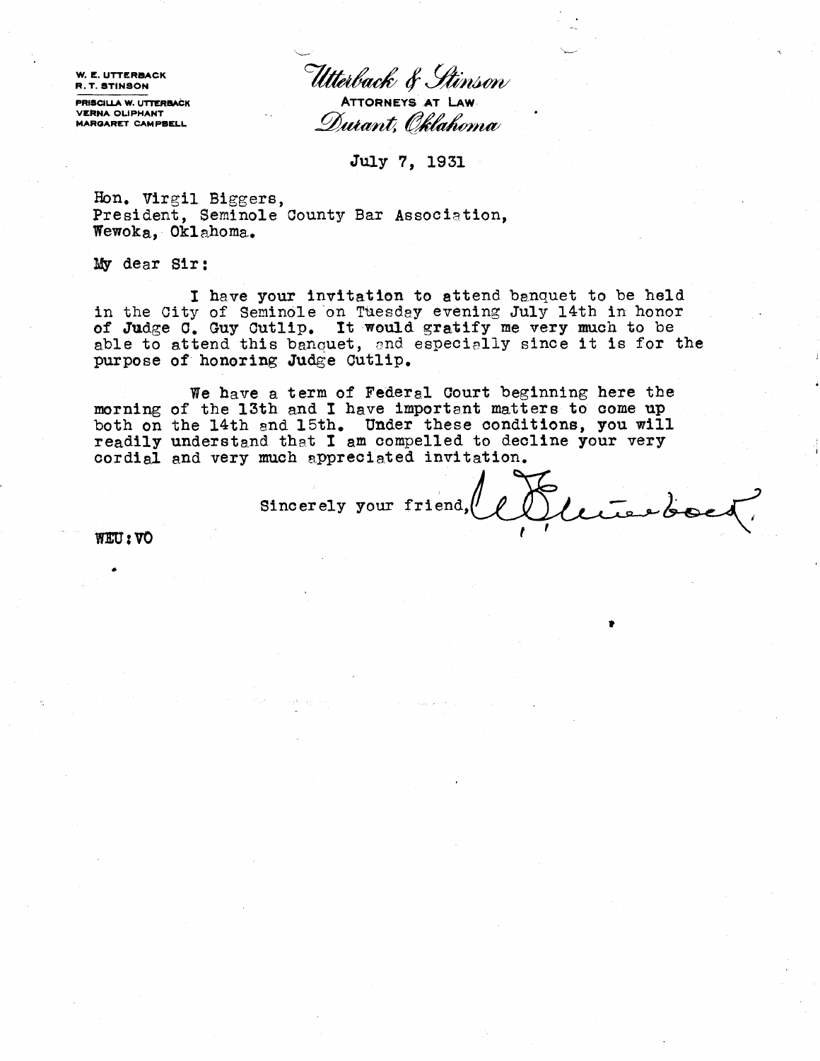W. E. UTTERBACK
R. T. STINSON

PRISCILLA W. UTTERBACK
VERNA OLIPHANT
MARGARET CAMPBELL

*Utterback & Stinson*

ATTORNEYS AT LAW

*Durant, Oklahoma*

July 7, 1931

Hon. Virgil Biggers,
President, Seminole County Bar Association,
Wewoka, Oklahoma.

My dear Sir:

I have your invitation to attend banquet to be held in the City of Seminole on Tuesday evening July 14th in honor of Judge C. Guy Cutlip. It would gratify me very much to be able to attend this banquet, and especially since it is for the purpose of honoring Judge Cutlip.

We have a term of Federal Court beginning here the morning of the 13th and I have important matters to come up both on the 14th and 15th. Under these conditions, you will readily understand that I am compelled to decline your very cordial and very much appreciated invitation.

Sincerely your friend, W. E. Utterback

WEU:VO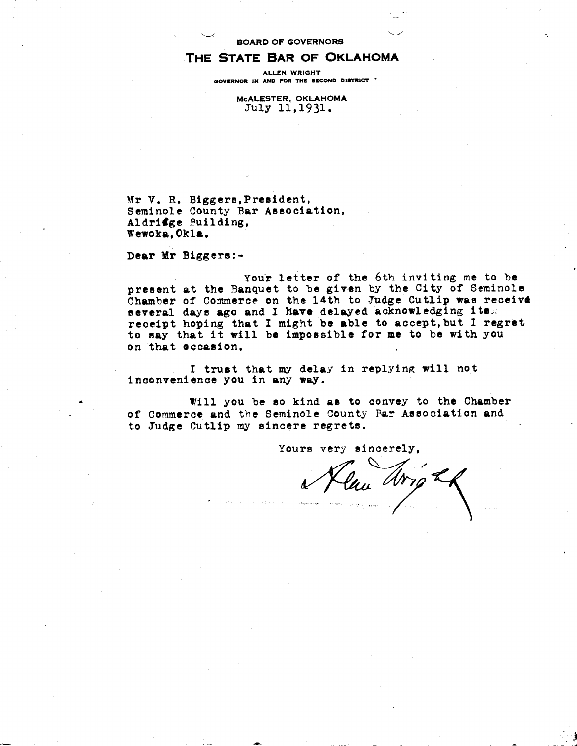BOARD OF GOVERNORS

# THE STATE BAR OF OKLAHOMA

ALLEN WRIGHT
GOVERNOR IN AND FOR THE SECOND DISTRICT

McALESTER, OKLAHOMA
July 11,1931.

Mr V. R. Biggers,President,
Seminole County Bar Association,
Aldridge Building,
Wewoka,Okla.

Dear Mr Biggers:-

Your letter of the 6th inviting me to be present at the Banquet to be given by the City of Seminole Chamber of Commerce on the 14th to Judge Cutlip was receivd several days ago and I have delayed acknowledging its receipt hoping that I might be able to accept,but I regret to say that it will be impossible for me to be with you on that occasion.

I trust that my delay in replying will not inconvenience you in any way.

Will you be so kind as to convey to the Chamber of Commerce and the Seminole County Bar Association and to Judge Cutlip my sincere regrets.

Yours very sincerely,

Allen Wright